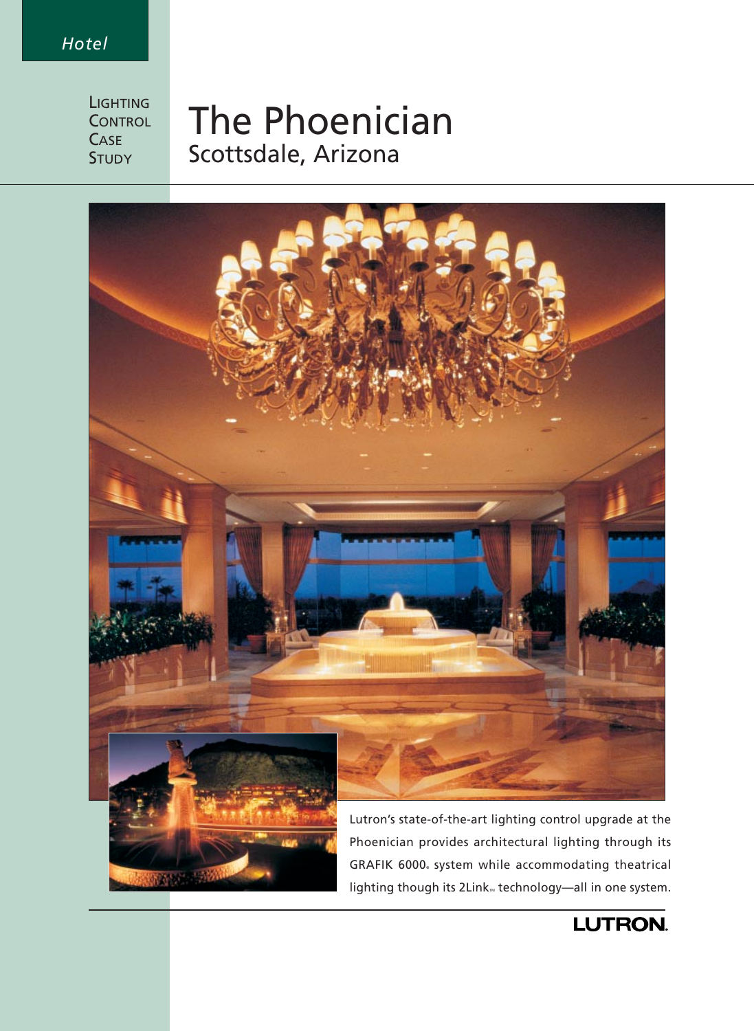*Hotel*

LIGHTING CONTROL CASE STUDY

# The Phoenician

## Scottsdale, Arizona

Lutron's state-of-the-art lighting control upgrade at the Phoenician provides architectural lighting through its GRAFIK 6000® system while accommodating theatrical lighting though its 2Link™ technology—all in one system.

LUTRON.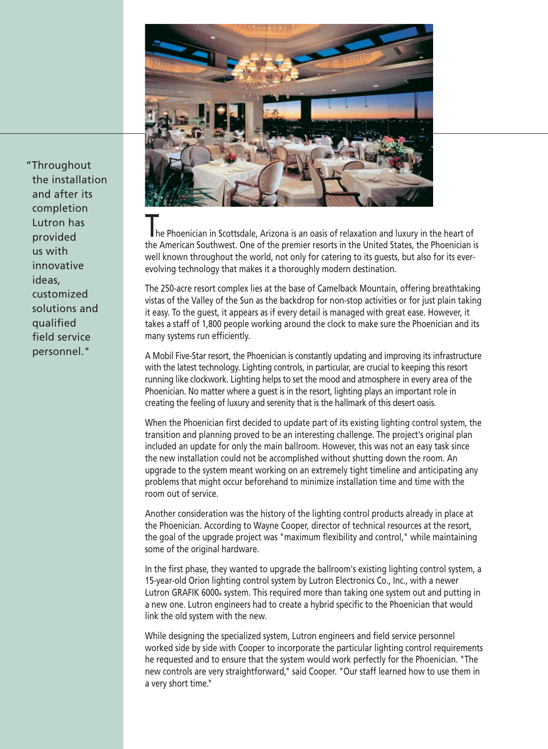> "Throughout the installation and after its completion Lutron has provided us with innovative ideas, customized solutions and qualified field service personnel."

The Phoenician in Scottsdale, Arizona is an oasis of relaxation and luxury in the heart of the American Southwest. One of the premier resorts in the United States, the Phoenician is well known throughout the world, not only for catering to its guests, but also for its ever-evolving technology that makes it a thoroughly modern destination.

The 250-acre resort complex lies at the base of Camelback Mountain, offering breathtaking vistas of the Valley of the Sun as the backdrop for non-stop activities or for just plain taking it easy. To the guest, it appears as if every detail is managed with great ease. However, it takes a staff of 1,800 people working around the clock to make sure the Phoenician and its many systems run efficiently.

A Mobil Five-Star resort, the Phoenician is constantly updating and improving its infrastructure with the latest technology. Lighting controls, in particular, are crucial to keeping this resort running like clockwork. Lighting helps to set the mood and atmosphere in every area of the Phoenician. No matter where a guest is in the resort, lighting plays an important role in creating the feeling of luxury and serenity that is the hallmark of this desert oasis.

When the Phoenician first decided to update part of its existing lighting control system, the transition and planning proved to be an interesting challenge. The project's original plan included an update for only the main ballroom. However, this was not an easy task since the new installation could not be accomplished without shutting down the room. An upgrade to the system meant working on an extremely tight timeline and anticipating any problems that might occur beforehand to minimize installation time and time with the room out of service.

Another consideration was the history of the lighting control products already in place at the Phoenician. According to Wayne Cooper, director of technical resources at the resort, the goal of the upgrade project was "maximum flexibility and control," while maintaining some of the original hardware.

In the first phase, they wanted to upgrade the ballroom's existing lighting control system, a 15-year-old Orion lighting control system by Lutron Electronics Co., Inc., with a newer Lutron GRAFIK 6000® system. This required more than taking one system out and putting in a new one. Lutron engineers had to create a hybrid specific to the Phoenician that would link the old system with the new.

While designing the specialized system, Lutron engineers and field service personnel worked side by side with Cooper to incorporate the particular lighting control requirements he requested and to ensure that the system would work perfectly for the Phoenician. "The new controls are very straightforward," said Cooper. "Our staff learned how to use them in a very short time."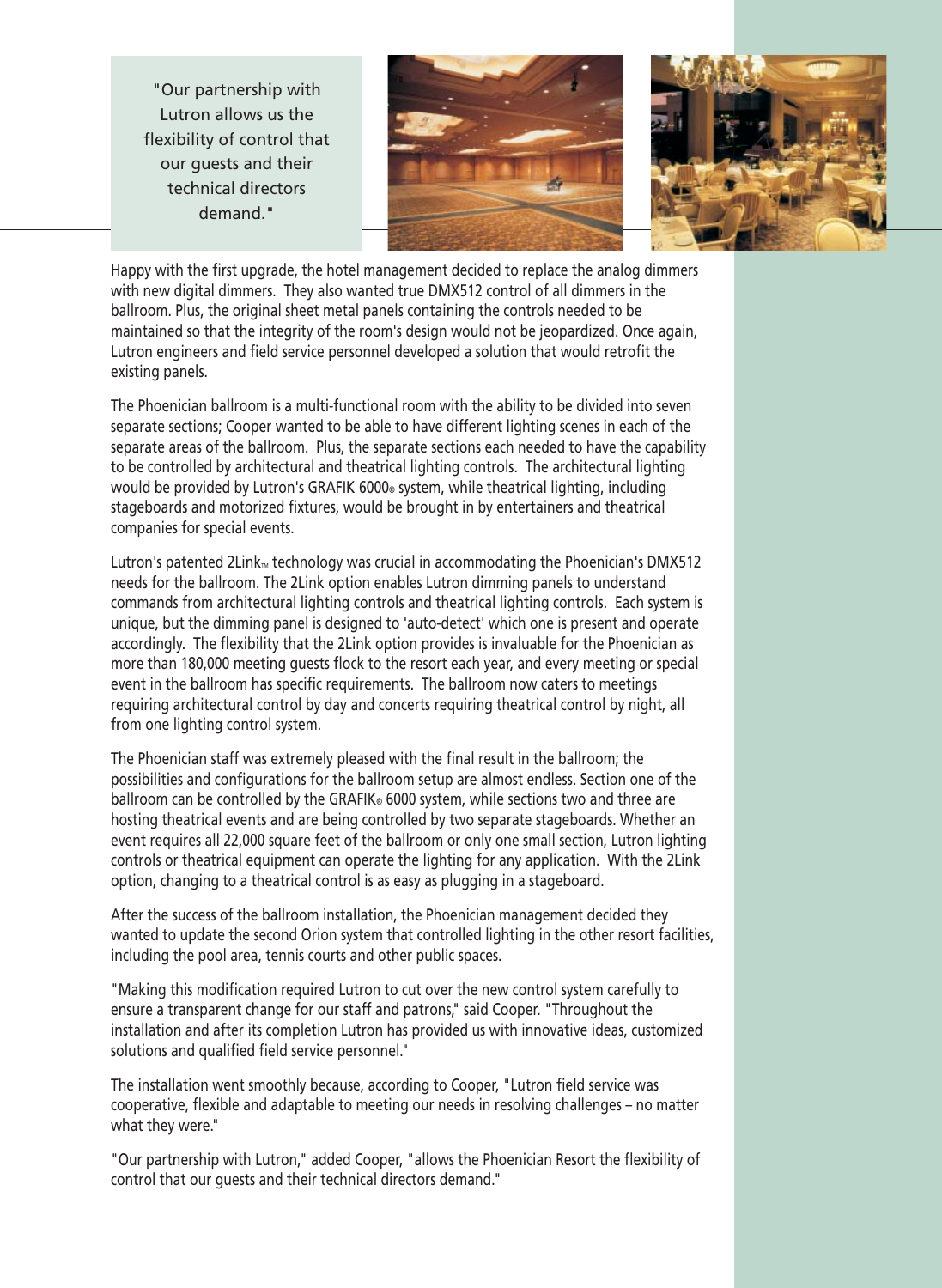"Our partnership with Lutron allows us the flexibility of control that our guests and their technical directors demand."

Happy with the first upgrade, the hotel management decided to replace the analog dimmers with new digital dimmers. They also wanted true DMX512 control of all dimmers in the ballroom. Plus, the original sheet metal panels containing the controls needed to be maintained so that the integrity of the room's design would not be jeopardized. Once again, Lutron engineers and field service personnel developed a solution that would retrofit the existing panels.

The Phoenician ballroom is a multi-functional room with the ability to be divided into seven separate sections; Cooper wanted to be able to have different lighting scenes in each of the separate areas of the ballroom. Plus, the separate sections each needed to have the capability to be controlled by architectural and theatrical lighting controls. The architectural lighting would be provided by Lutron's GRAFIK 6000® system, while theatrical lighting, including stageboards and motorized fixtures, would be brought in by entertainers and theatrical companies for special events.

Lutron's patented 2Link™ technology was crucial in accommodating the Phoenician's DMX512 needs for the ballroom. The 2Link option enables Lutron dimming panels to understand commands from architectural lighting controls and theatrical lighting controls. Each system is unique, but the dimming panel is designed to 'auto-detect' which one is present and operate accordingly. The flexibility that the 2Link option provides is invaluable for the Phoenician as more than 180,000 meeting guests flock to the resort each year, and every meeting or special event in the ballroom has specific requirements. The ballroom now caters to meetings requiring architectural control by day and concerts requiring theatrical control by night, all from one lighting control system.

The Phoenician staff was extremely pleased with the final result in the ballroom; the possibilities and configurations for the ballroom setup are almost endless. Section one of the ballroom can be controlled by the GRAFIK® 6000 system, while sections two and three are hosting theatrical events and are being controlled by two separate stageboards. Whether an event requires all 22,000 square feet of the ballroom or only one small section, Lutron lighting controls or theatrical equipment can operate the lighting for any application. With the 2Link option, changing to a theatrical control is as easy as plugging in a stageboard.

After the success of the ballroom installation, the Phoenician management decided they wanted to update the second Orion system that controlled lighting in the other resort facilities, including the pool area, tennis courts and other public spaces.

"Making this modification required Lutron to cut over the new control system carefully to ensure a transparent change for our staff and patrons," said Cooper. "Throughout the installation and after its completion Lutron has provided us with innovative ideas, customized solutions and qualified field service personnel."

The installation went smoothly because, according to Cooper, "Lutron field service was cooperative, flexible and adaptable to meeting our needs in resolving challenges – no matter what they were."

"Our partnership with Lutron," added Cooper, "allows the Phoenician Resort the flexibility of control that our guests and their technical directors demand."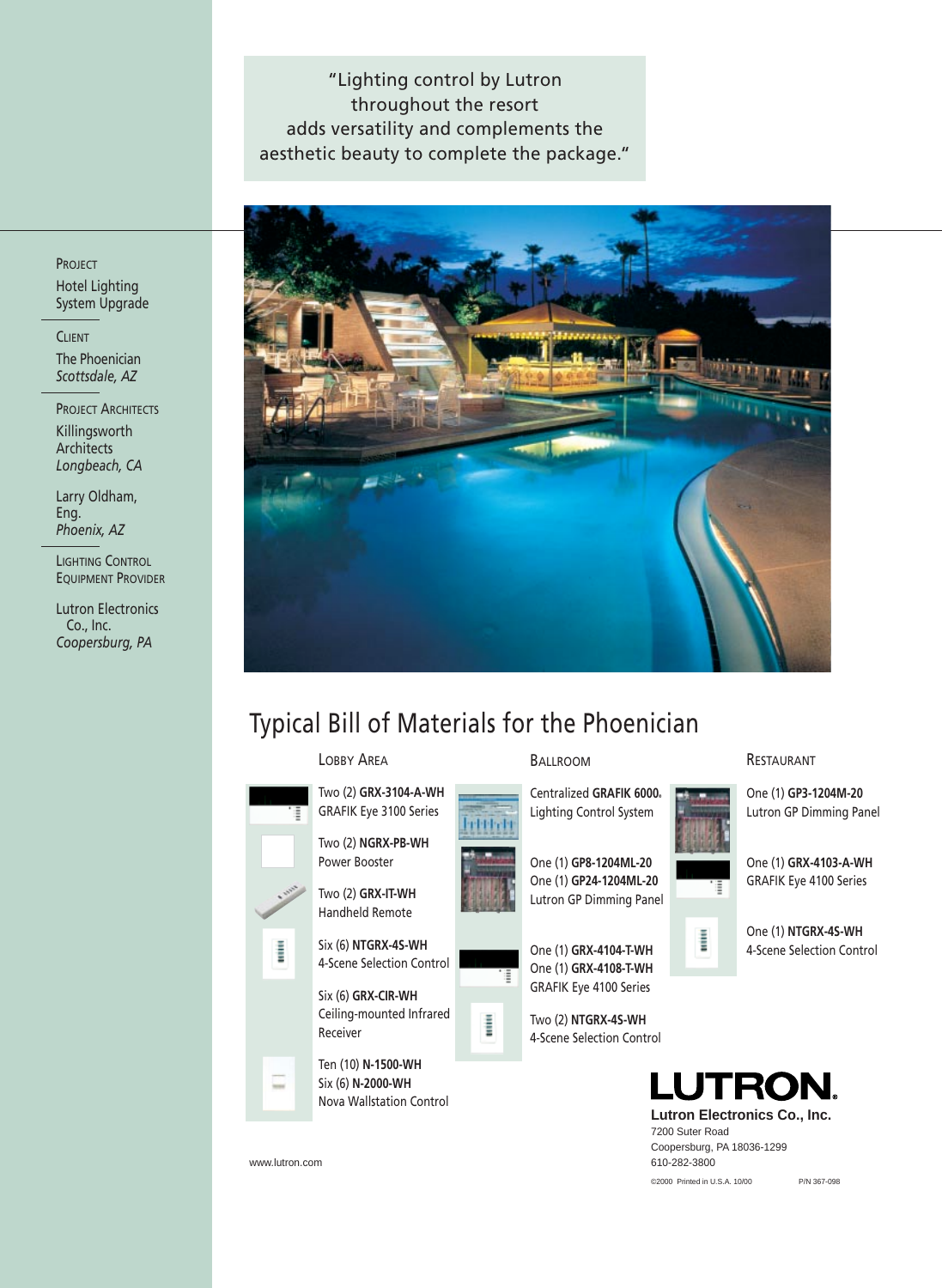"Lighting control by Lutron throughout the resort adds versatility and complements the aesthetic beauty to complete the package."

**Project**
Hotel Lighting System Upgrade

**Client**
The Phoenician
*Scottsdale, AZ*

**Project Architects**
Killingsworth Architects
*Longbeach, CA*

Larry Oldham, Eng.
*Phoenix, AZ*

**Lighting Control Equipment Provider**
Lutron Electronics Co., Inc.
*Coopersburg, PA*

# Typical Bill of Materials for the Phoenician

## Lobby Area

Two (2) **GRX-3104-A-WH**
GRAFIK Eye 3100 Series

Two (2) **NGRX-PB-WH**
Power Booster

Two (2) **GRX-IT-WH**
Handheld Remote

Six (6) **NTGRX-4S-WH**
4-Scene Selection Control

Six (6) **GRX-CIR-WH**
Ceiling-mounted Infrared Receiver

Ten (10) **N-1500-WH**
Six (6) **N-2000-WH**
Nova Wallstation Control

## Ballroom

Centralized **GRAFIK 6000®**
Lighting Control System

One (1) **GP8-1204ML-20**
One (1) **GP24-1204ML-20**
Lutron GP Dimming Panel

One (1) **GRX-4104-T-WH**
One (1) **GRX-4108-T-WH**
GRAFIK Eye 4100 Series

Two (2) **NTGRX-4S-WH**
4-Scene Selection Control

## Restaurant

One (1) **GP3-1204M-20**
Lutron GP Dimming Panel

One (1) **GRX-4103-A-WH**
GRAFIK Eye 4100 Series

One (1) **NTGRX-4S-WH**
4-Scene Selection Control

www.lutron.com

**LUTRON®**
**Lutron Electronics Co., Inc.**
7200 Suter Road
Coopersburg, PA 18036-1299
610-282-3800

©2000 Printed in U.S.A. 10/00 P/N 367-098